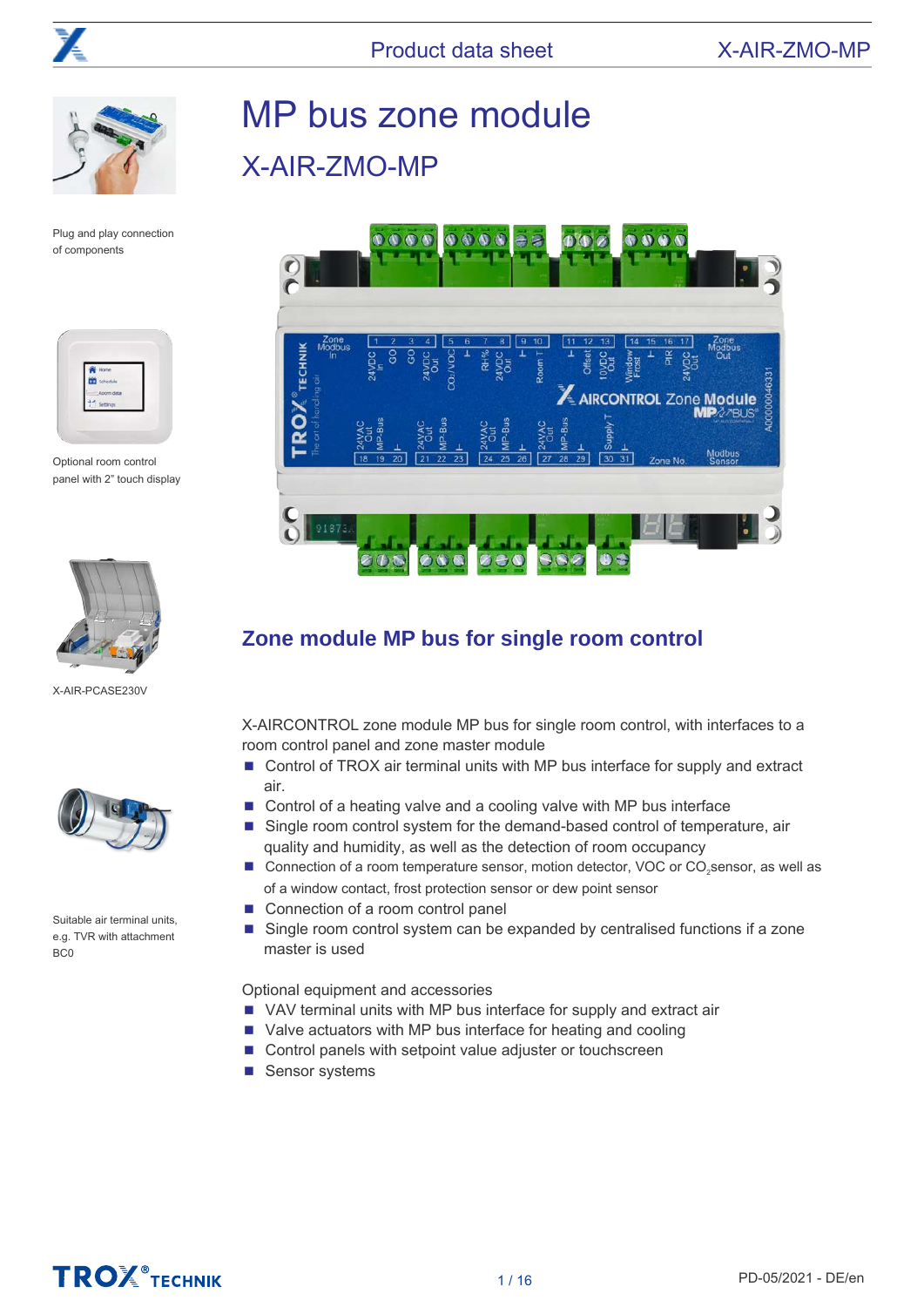# MP bus zone module

## X-AIR-ZMO-MP

Plug and play connection of components

Optional room control panel with 2" touch display

X-AIR-PCASE230V

Suitable air terminal units, e.g. TVR with attachment BC0

### Zone module MP bus for single room control

X-AIRCONTROL zone module MP bus for single room control, with interfaces to a room control panel and zone master module

- Control of TROX air terminal units with MP bus interface for supply and extract air.
- Control of a heating valve and a cooling valve with MP bus interface
- Single room control system for the demand-based control of temperature, air quality and humidity, as well as the detection of room occupancy
- Connection of a room temperature sensor, motion detector, VOC or $CO_2$ sensor, as well as of a window contact, frost protection sensor or dew point sensor
- Connection of a room control panel
- Single room control system can be expanded by centralised functions if a zone master is used

Optional equipment and accessories

- VAV terminal units with MP bus interface for supply and extract air
- Valve actuators with MP bus interface for heating and cooling
- Control panels with setpoint value adjuster or touchscreen
- Sensor systems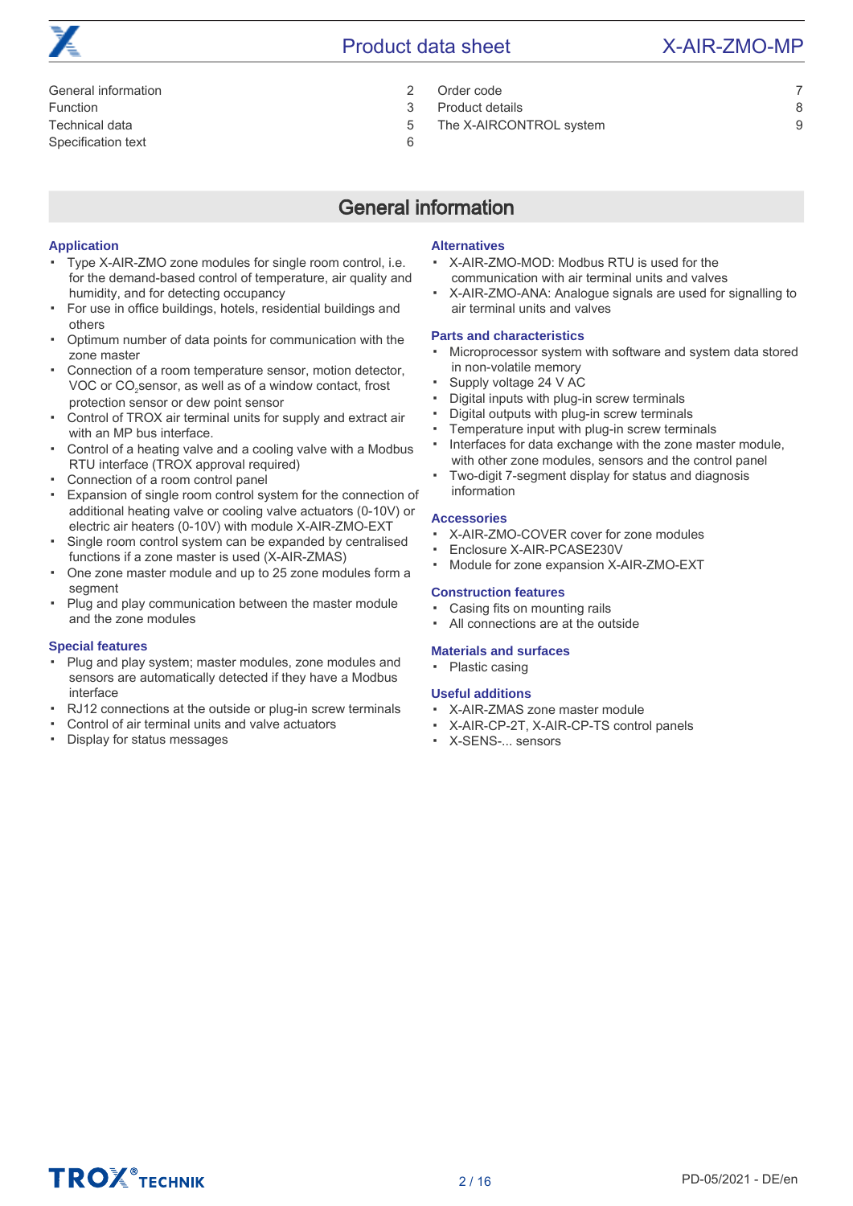| | | | |
|---|---|---|---|
| General information | 2 | Order code | 7 |
| Function | 3 | Product details | 8 |
| Technical data | 5 | The X-AIRCONTROL system | 9 |
| Specification text | 6 | | |

# General information

### Application

- Type X-AIR-ZMO zone modules for single room control, i.e. for the demand-based control of temperature, air quality and humidity, and for detecting occupancy
- For use in office buildings, hotels, residential buildings and others
- Optimum number of data points for communication with the zone master
- Connection of a room temperature sensor, motion detector, VOC or $CO_2$ sensor, as well as of a window contact, frost protection sensor or dew point sensor
- Control of TROX air terminal units for supply and extract air with an MP bus interface.
- Control of a heating valve and a cooling valve with a Modbus RTU interface (TROX approval required)
- Connection of a room control panel
- Expansion of single room control system for the connection of additional heating valve or cooling valve actuators (0-10V) or electric air heaters (0-10V) with module X-AIR-ZMO-EXT
- Single room control system can be expanded by centralised functions if a zone master is used (X-AIR-ZMAS)
- One zone master module and up to 25 zone modules form a segment
- Plug and play communication between the master module and the zone modules

### Special features

- Plug and play system; master modules, zone modules and sensors are automatically detected if they have a Modbus interface
- RJ12 connections at the outside or plug-in screw terminals
- Control of air terminal units and valve actuators
- Display for status messages

### Alternatives

- X-AIR-ZMO-MOD: Modbus RTU is used for the communication with air terminal units and valves
- X-AIR-ZMO-ANA: Analogue signals are used for signalling to air terminal units and valves

### Parts and characteristics

- Microprocessor system with software and system data stored in non-volatile memory
- Supply voltage 24 V AC
- Digital inputs with plug-in screw terminals
- Digital outputs with plug-in screw terminals
- Temperature input with plug-in screw terminals
- Interfaces for data exchange with the zone master module, with other zone modules, sensors and the control panel
- Two-digit 7-segment display for status and diagnosis information

### Accessories

- X-AIR-ZMO-COVER cover for zone modules
- Enclosure X-AIR-PCASE230V
- Module for zone expansion X-AIR-ZMO-EXT

### Construction features

- Casing fits on mounting rails
- All connections are at the outside

### Materials and surfaces

- Plastic casing

### Useful additions

- X-AIR-ZMAS zone master module
- X-AIR-CP-2T, X-AIR-CP-TS control panels
- X-SENS-... sensors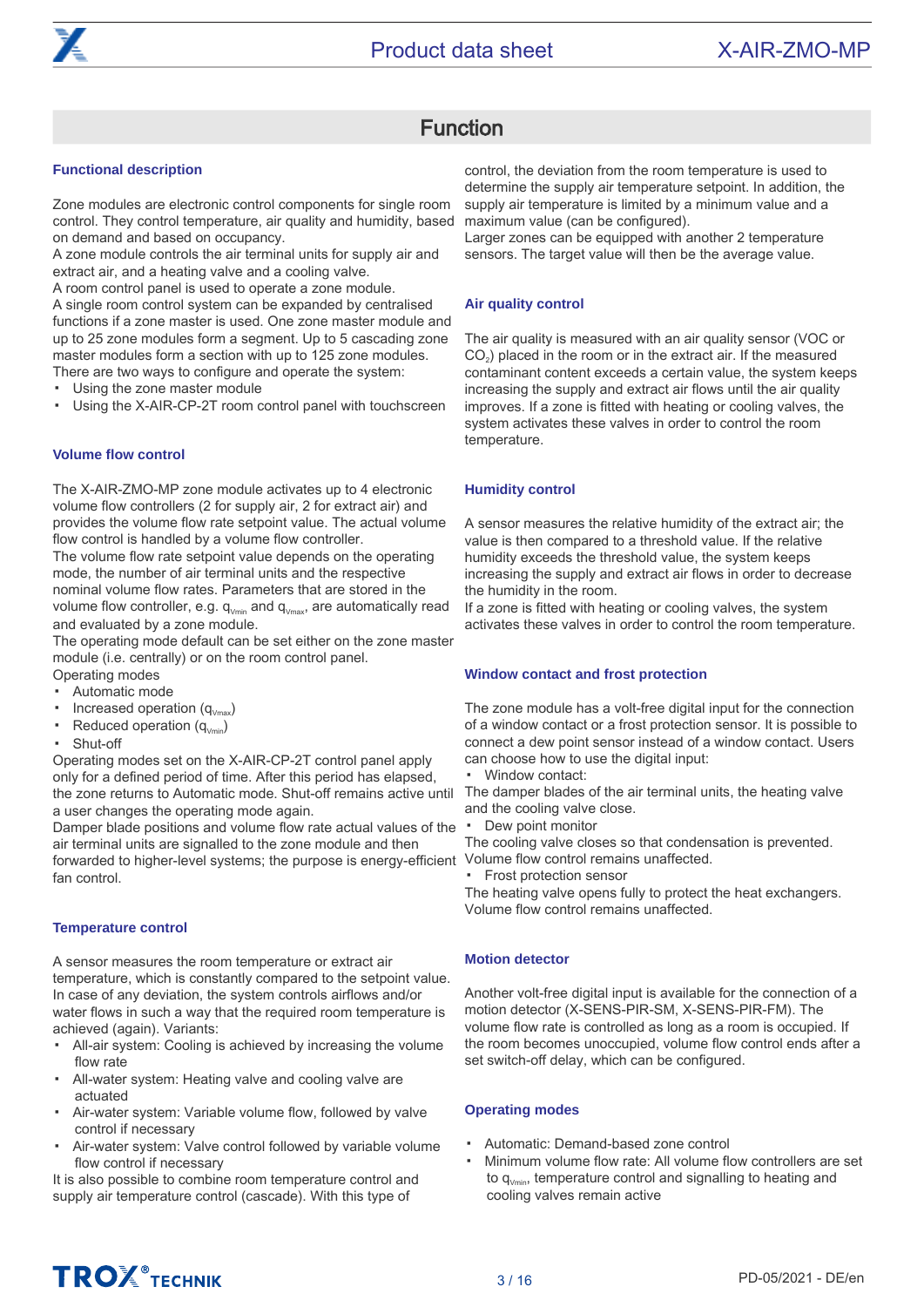## Function

### Functional description

Zone modules are electronic control components for single room control. They control temperature, air quality and humidity, based on demand and based on occupancy.
A zone module controls the air terminal units for supply air and extract air, and a heating valve and a cooling valve.
A room control panel is used to operate a zone module.
A single room control system can be expanded by centralised functions if a zone master is used. One zone master module and up to 25 zone modules form a segment. Up to 5 cascading zone master modules form a section with up to 125 zone modules.
There are two ways to configure and operate the system:

- Using the zone master module
- Using the X-AIR-CP-2T room control panel with touchscreen

### Volume flow control

The X-AIR-ZMO-MP zone module activates up to 4 electronic volume flow controllers (2 for supply air, 2 for extract air) and provides the volume flow rate setpoint value. The actual volume flow control is handled by a volume flow controller.
The volume flow rate setpoint value depends on the operating mode, the number of air terminal units and the respective nominal volume flow rates. Parameters that are stored in the volume flow controller, e.g. $q_{Vmin}$ and $q_{Vmax}$, are automatically read and evaluated by a zone module.
The operating mode default can be set either on the zone master module (i.e. centrally) or on the room control panel.
Operating modes

- Automatic mode
- Increased operation ($q_{Vmax}$)
- Reduced operation ($q_{Vmin}$)
- Shut-off

Operating modes set on the X-AIR-CP-2T control panel apply only for a defined period of time. After this period has elapsed, the zone returns to Automatic mode. Shut-off remains active until a user changes the operating mode again.
Damper blade positions and volume flow rate actual values of the air terminal units are signalled to the zone module and then forwarded to higher-level systems; the purpose is energy-efficient fan control.

### Temperature control

A sensor measures the room temperature or extract air temperature, which is constantly compared to the setpoint value. In case of any deviation, the system controls airflows and/or water flows in such a way that the required room temperature is achieved (again). Variants:

- All-air system: Cooling is achieved by increasing the volume flow rate
- All-water system: Heating valve and cooling valve are actuated
- Air-water system: Variable volume flow, followed by valve control if necessary
- Air-water system: Valve control followed by variable volume flow control if necessary

It is also possible to combine room temperature control and supply air temperature control (cascade). With this type of control, the deviation from the room temperature is used to determine the supply air temperature setpoint. In addition, the supply air temperature is limited by a minimum value and a maximum value (can be configured).
Larger zones can be equipped with another 2 temperature sensors. The target value will then be the average value.

### Air quality control

The air quality is measured with an air quality sensor (VOC or $CO_2$) placed in the room or in the extract air. If the measured contaminant content exceeds a certain value, the system keeps increasing the supply and extract air flows until the air quality improves. If a zone is fitted with heating or cooling valves, the system activates these valves in order to control the room temperature.

### Humidity control

A sensor measures the relative humidity of the extract air; the value is then compared to a threshold value. If the relative humidity exceeds the threshold value, the system keeps increasing the supply and extract air flows in order to decrease the humidity in the room.
If a zone is fitted with heating or cooling valves, the system activates these valves in order to control the room temperature.

### Window contact and frost protection

The zone module has a volt-free digital input for the connection of a window contact or a frost protection sensor. It is possible to connect a dew point sensor instead of a window contact. Users can choose how to use the digital input:

- Window contact:

The damper blades of the air terminal units, the heating valve and the cooling valve close.

- Dew point monitor

The cooling valve closes so that condensation is prevented. Volume flow control remains unaffected.

- Frost protection sensor

The heating valve opens fully to protect the heat exchangers. Volume flow control remains unaffected.

### Motion detector

Another volt-free digital input is available for the connection of a motion detector (X-SENS-PIR-SM, X-SENS-PIR-FM). The volume flow rate is controlled as long as a room is occupied. If the room becomes unoccupied, volume flow control ends after a set switch-off delay, which can be configured.

### Operating modes

- Automatic: Demand-based zone control
- Minimum volume flow rate: All volume flow controllers are set to $q_{Vmin}$, temperature control and signalling to heating and cooling valves remain active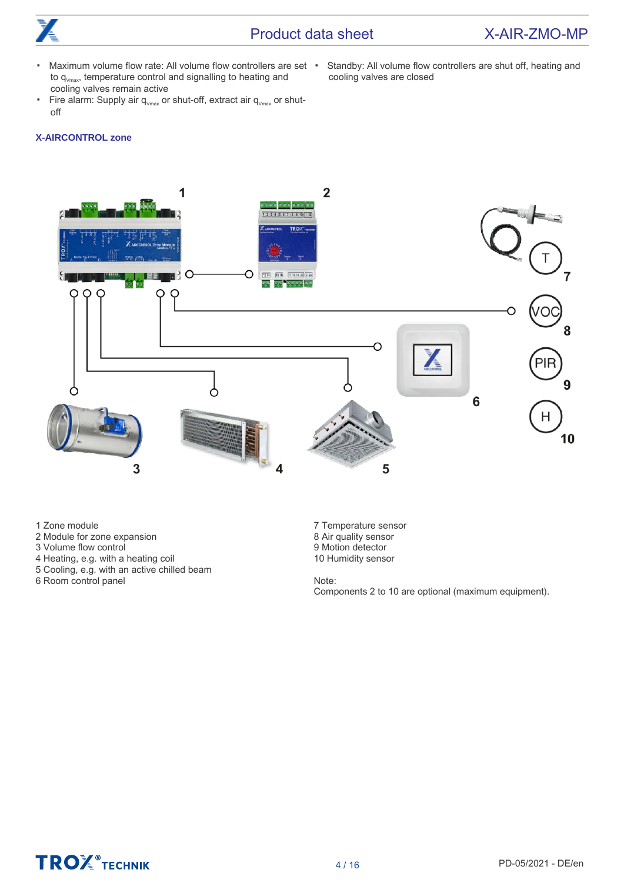- Maximum volume flow rate: All volume flow controllers are set to $q_{Vmax}$, temperature control and signalling to heating and cooling valves remain active
- Fire alarm: Supply air $q_{Vmax}$ or shut-off, extract air $q_{Vmax}$ or shut-off
- Standby: All volume flow controllers are shut off, heating and cooling valves are closed

### X-AIRCONTROL zone

1 Zone module
2 Module for zone expansion
3 Volume flow control
4 Heating, e.g. with a heating coil
5 Cooling, e.g. with an active chilled beam
6 Room control panel

7 Temperature sensor
8 Air quality sensor
9 Motion detector
10 Humidity sensor

Note:
Components 2 to 10 are optional (maximum equipment).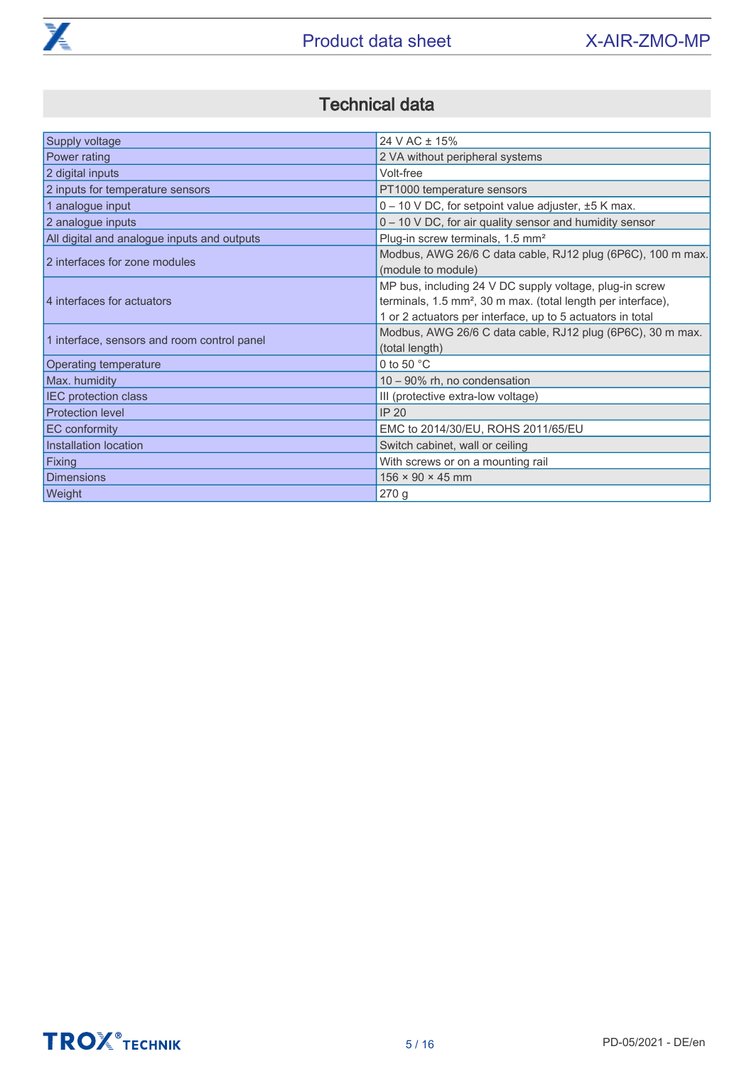# Technical data

| | |
|---|---|
| Supply voltage | 24 V AC ± 15% |
| Power rating | 2 VA without peripheral systems |
| 2 digital inputs | Volt-free |
| 2 inputs for temperature sensors | PT1000 temperature sensors |
| 1 analogue input | 0 – 10 V DC, for setpoint value adjuster, ±5 K max. |
| 2 analogue inputs | 0 – 10 V DC, for air quality sensor and humidity sensor |
| All digital and analogue inputs and outputs | Plug-in screw terminals, 1.5 mm² |
| 2 interfaces for zone modules | Modbus, AWG 26/6 C data cable, RJ12 plug (6P6C), 100 m max. (module to module) |
| 4 interfaces for actuators | MP bus, including 24 V DC supply voltage, plug-in screw terminals, 1.5 mm², 30 m max. (total length per interface), 1 or 2 actuators per interface, up to 5 actuators in total |
| 1 interface, sensors and room control panel | Modbus, AWG 26/6 C data cable, RJ12 plug (6P6C), 30 m max. (total length) |
| Operating temperature | 0 to 50 °C |
| Max. humidity | 10 – 90% rh, no condensation |
| IEC protection class | III (protective extra-low voltage) |
| Protection level | IP 20 |
| EC conformity | EMC to 2014/30/EU, ROHS 2011/65/EU |
| Installation location | Switch cabinet, wall or ceiling |
| Fixing | With screws or on a mounting rail |
| Dimensions | 156 × 90 × 45 mm |
| Weight | 270 g |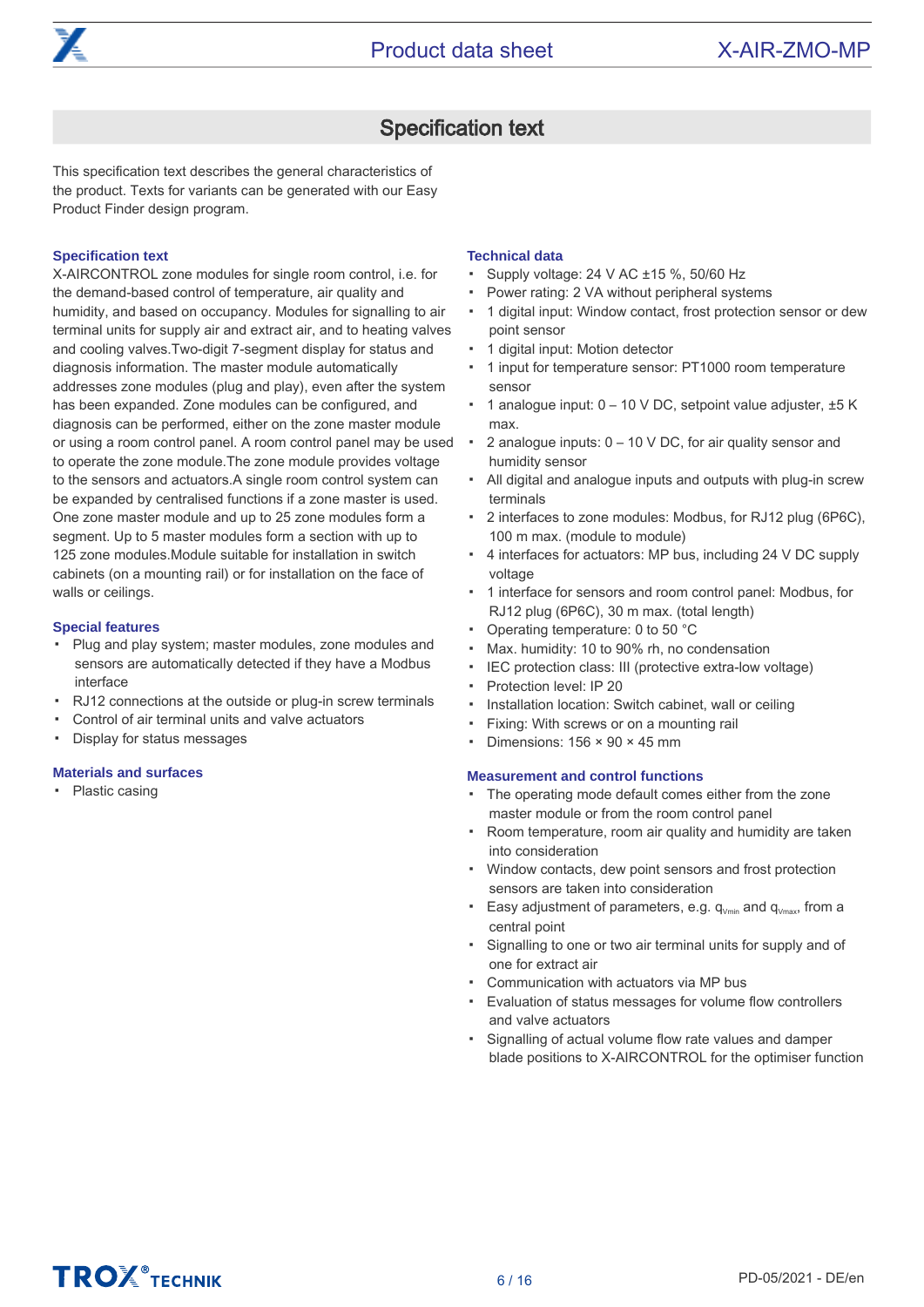## Specification text

This specification text describes the general characteristics of the product. Texts for variants can be generated with our Easy Product Finder design program.

### Specification text

X-AIRCONTROL zone modules for single room control, i.e. for the demand-based control of temperature, air quality and humidity, and based on occupancy. Modules for signalling to air terminal units for supply air and extract air, and to heating valves and cooling valves.Two-digit 7-segment display for status and diagnosis information. The master module automatically addresses zone modules (plug and play), even after the system has been expanded. Zone modules can be configured, and diagnosis can be performed, either on the zone master module or using a room control panel. A room control panel may be used to operate the zone module.The zone module provides voltage to the sensors and actuators.A single room control system can be expanded by centralised functions if a zone master is used. One zone master module and up to 25 zone modules form a segment. Up to 5 master modules form a section with up to 125 zone modules.Module suitable for installation in switch cabinets (on a mounting rail) or for installation on the face of walls or ceilings.

### Special features

- Plug and play system; master modules, zone modules and sensors are automatically detected if they have a Modbus interface
- RJ12 connections at the outside or plug-in screw terminals
- Control of air terminal units and valve actuators
- Display for status messages

### Materials and surfaces

- Plastic casing

### Technical data

- Supply voltage: 24 V AC ±15 %, 50/60 Hz
- Power rating: 2 VA without peripheral systems
- 1 digital input: Window contact, frost protection sensor or dew point sensor
- 1 digital input: Motion detector
- 1 input for temperature sensor: PT1000 room temperature sensor
- 1 analogue input: 0 – 10 V DC, setpoint value adjuster, ±5 K max.
- 2 analogue inputs: 0 – 10 V DC, for air quality sensor and humidity sensor
- All digital and analogue inputs and outputs with plug-in screw terminals
- 2 interfaces to zone modules: Modbus, for RJ12 plug (6P6C), 100 m max. (module to module)
- 4 interfaces for actuators: MP bus, including 24 V DC supply voltage
- 1 interface for sensors and room control panel: Modbus, for RJ12 plug (6P6C), 30 m max. (total length)
- Operating temperature: 0 to 50 °C
- Max. humidity: 10 to 90% rh, no condensation
- IEC protection class: III (protective extra-low voltage)
- Protection level: IP 20
- Installation location: Switch cabinet, wall or ceiling
- Fixing: With screws or on a mounting rail
- Dimensions: 156 × 90 × 45 mm

### Measurement and control functions

- The operating mode default comes either from the zone master module or from the room control panel
- Room temperature, room air quality and humidity are taken into consideration
- Window contacts, dew point sensors and frost protection sensors are taken into consideration
- Easy adjustment of parameters, e.g. $q_{Vmin}$ and $q_{Vmax}$, from a central point
- Signalling to one or two air terminal units for supply and of one for extract air
- Communication with actuators via MP bus
- Evaluation of status messages for volume flow controllers and valve actuators
- Signalling of actual volume flow rate values and damper blade positions to X-AIRCONTROL for the optimiser function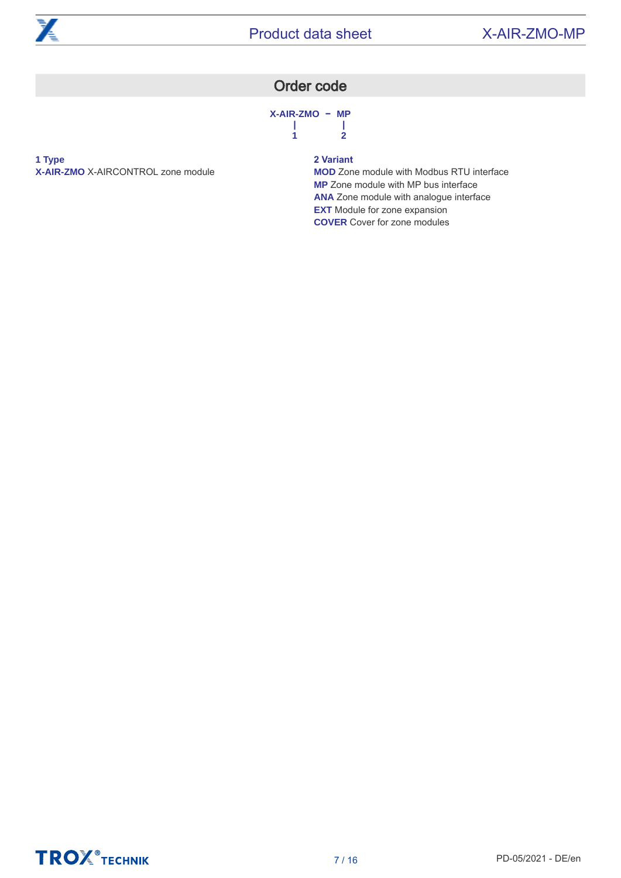## Order code

```
X-AIR-ZMO – MP
    |        |
    1        2
```

**1 Type**
**X-AIR-ZMO** X-AIRCONTROL zone module

**2 Variant**
**MOD** Zone module with Modbus RTU interface
**MP** Zone module with MP bus interface
**ANA** Zone module with analogue interface
**EXT** Module for zone expansion
**COVER** Cover for zone modules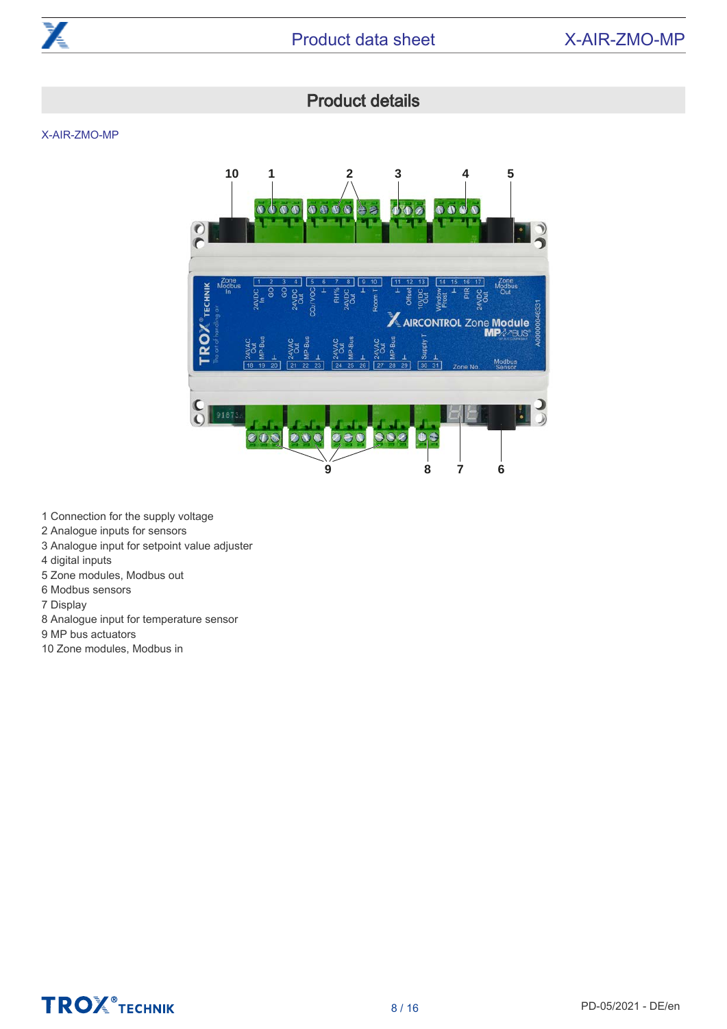## Product details

X-AIR-ZMO-MP

1 Connection for the supply voltage
2 Analogue inputs for sensors
3 Analogue input for setpoint value adjuster
4 digital inputs
5 Zone modules, Modbus out
6 Modbus sensors
7 Display
8 Analogue input for temperature sensor
9 MP bus actuators
10 Zone modules, Modbus in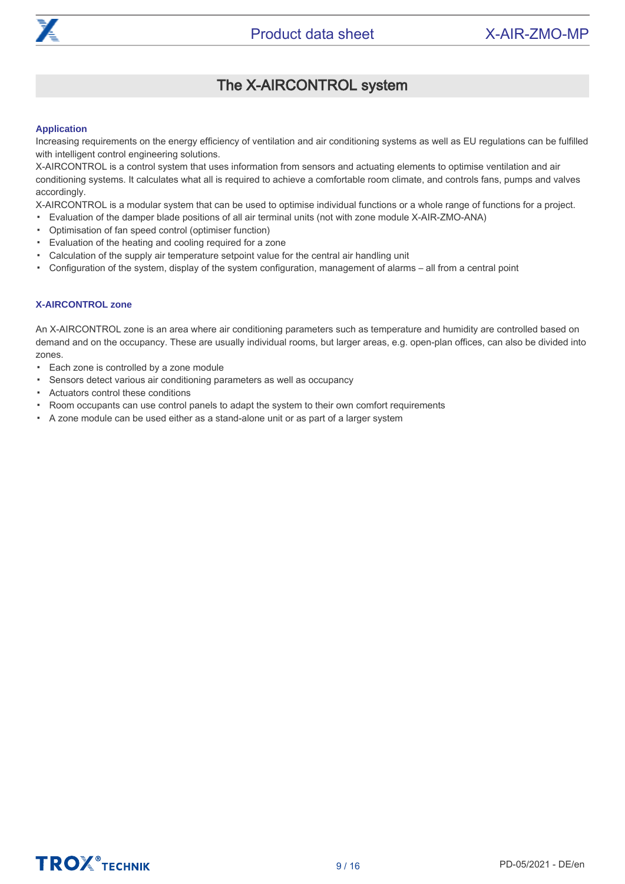## The X-AIRCONTROL system

### Application

Increasing requirements on the energy efficiency of ventilation and air conditioning systems as well as EU regulations can be fulfilled with intelligent control engineering solutions.
X-AIRCONTROL is a control system that uses information from sensors and actuating elements to optimise ventilation and air conditioning systems. It calculates what all is required to achieve a comfortable room climate, and controls fans, pumps and valves accordingly.
X-AIRCONTROL is a modular system that can be used to optimise individual functions or a whole range of functions for a project.

- Evaluation of the damper blade positions of all air terminal units (not with zone module X-AIR-ZMO-ANA)
- Optimisation of fan speed control (optimiser function)
- Evaluation of the heating and cooling required for a zone
- Calculation of the supply air temperature setpoint value for the central air handling unit
- Configuration of the system, display of the system configuration, management of alarms – all from a central point

### X-AIRCONTROL zone

An X-AIRCONTROL zone is an area where air conditioning parameters such as temperature and humidity are controlled based on demand and on the occupancy. These are usually individual rooms, but larger areas, e.g. open-plan offices, can also be divided into zones.

- Each zone is controlled by a zone module
- Sensors detect various air conditioning parameters as well as occupancy
- Actuators control these conditions
- Room occupants can use control panels to adapt the system to their own comfort requirements
- A zone module can be used either as a stand-alone unit or as part of a larger system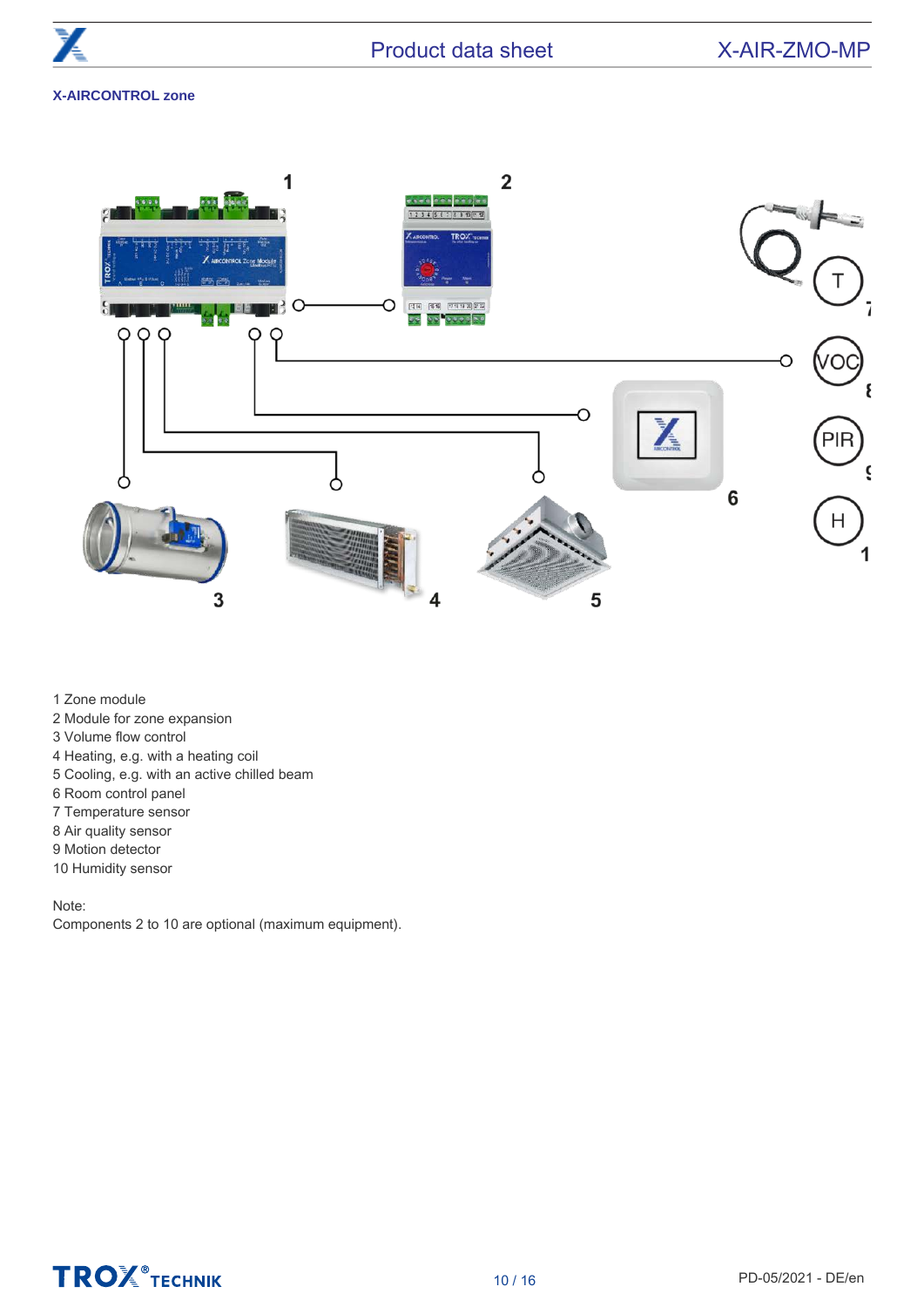X-AIRCONTROL zone

1 Zone module
2 Module for zone expansion
3 Volume flow control
4 Heating, e.g. with a heating coil
5 Cooling, e.g. with an active chilled beam
6 Room control panel
7 Temperature sensor
8 Air quality sensor
9 Motion detector
10 Humidity sensor

Note:
Components 2 to 10 are optional (maximum equipment).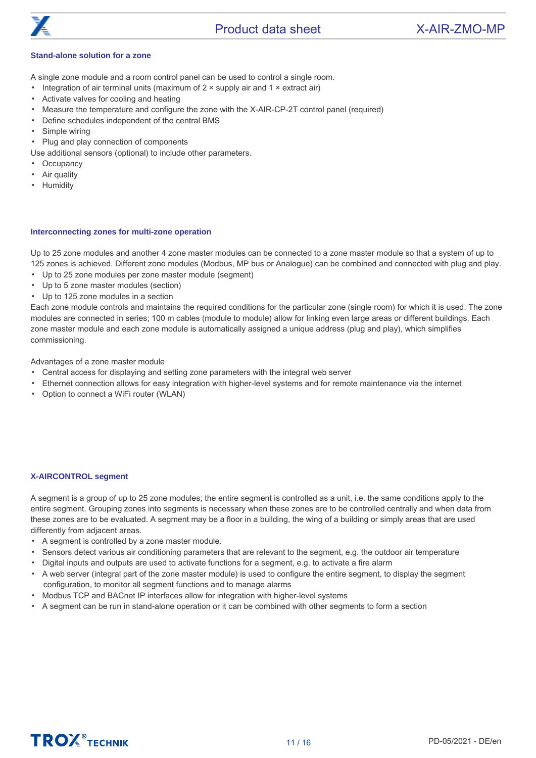### Stand-alone solution for a zone

A single zone module and a room control panel can be used to control a single room.

- Integration of air terminal units (maximum of 2 × supply air and 1 × extract air)
- Activate valves for cooling and heating
- Measure the temperature and configure the zone with the X-AIR-CP-2T control panel (required)
- Define schedules independent of the central BMS
- Simple wiring
- Plug and play connection of components

Use additional sensors (optional) to include other parameters.

- Occupancy
- Air quality
- Humidity

### Interconnecting zones for multi-zone operation

Up to 25 zone modules and another 4 zone master modules can be connected to a zone master module so that a system of up to 125 zones is achieved. Different zone modules (Modbus, MP bus or Analogue) can be combined and connected with plug and play.

- Up to 25 zone modules per zone master module (segment)
- Up to 5 zone master modules (section)
- Up to 125 zone modules in a section

Each zone module controls and maintains the required conditions for the particular zone (single room) for which it is used. The zone modules are connected in series; 100 m cables (module to module) allow for linking even large areas or different buildings. Each zone master module and each zone module is automatically assigned a unique address (plug and play), which simplifies commissioning.

Advantages of a zone master module

- Central access for displaying and setting zone parameters with the integral web server
- Ethernet connection allows for easy integration with higher-level systems and for remote maintenance via the internet
- Option to connect a WiFi router (WLAN)

### X-AIRCONTROL segment

A segment is a group of up to 25 zone modules; the entire segment is controlled as a unit, i.e. the same conditions apply to the entire segment. Grouping zones into segments is necessary when these zones are to be controlled centrally and when data from these zones are to be evaluated. A segment may be a floor in a building, the wing of a building or simply areas that are used differently from adjacent areas.

- A segment is controlled by a zone master module.
- Sensors detect various air conditioning parameters that are relevant to the segment, e.g. the outdoor air temperature
- Digital inputs and outputs are used to activate functions for a segment, e.g. to activate a fire alarm
- A web server (integral part of the zone master module) is used to configure the entire segment, to display the segment configuration, to monitor all segment functions and to manage alarms
- Modbus TCP and BACnet IP interfaces allow for integration with higher-level systems
- A segment can be run in stand-alone operation or it can be combined with other segments to form a section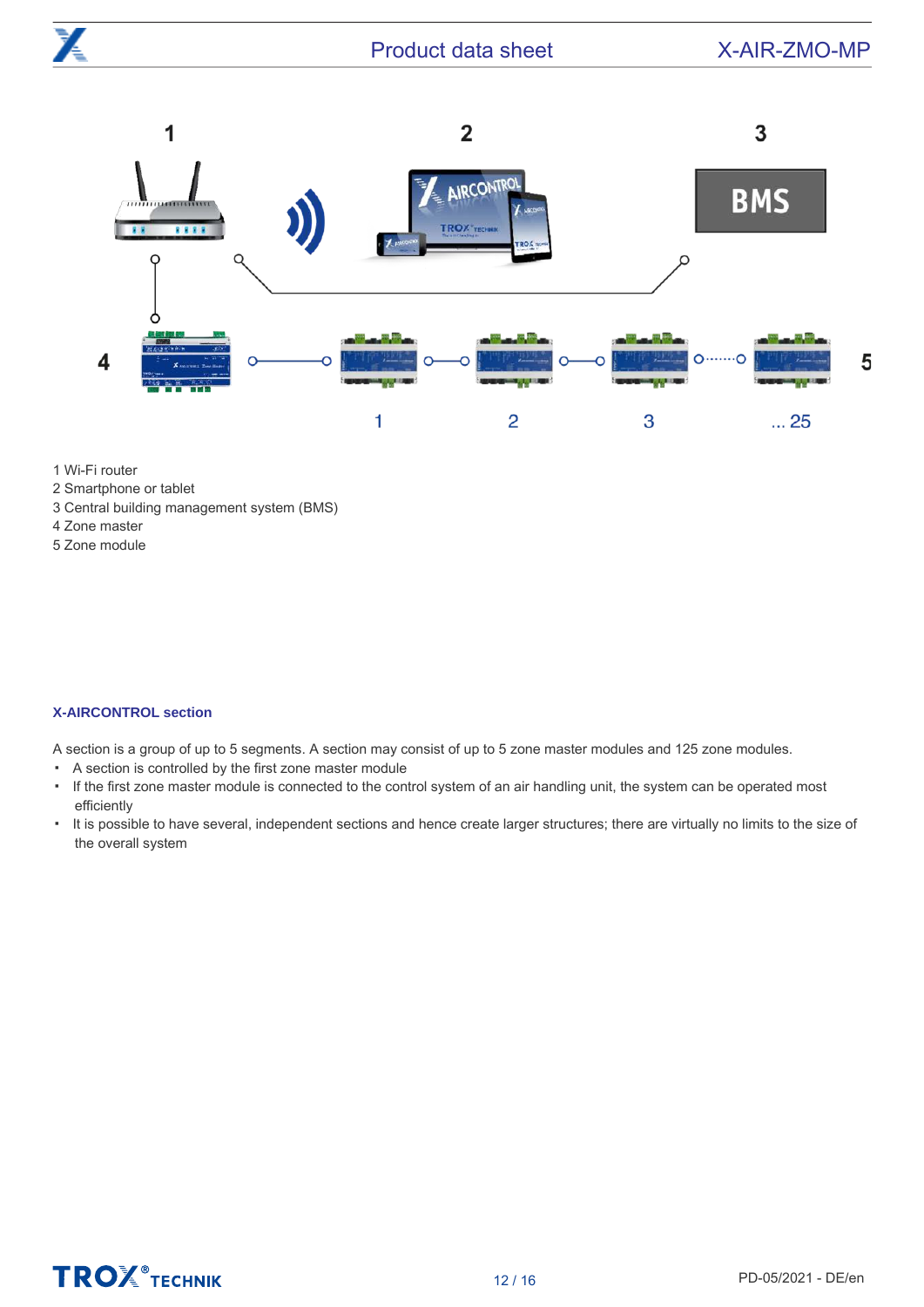1 Wi-Fi router
2 Smartphone or tablet
3 Central building management system (BMS)
4 Zone master
5 Zone module

### X-AIRCONTROL section

A section is a group of up to 5 segments. A section may consist of up to 5 zone master modules and 125 zone modules.

- A section is controlled by the first zone master module
- If the first zone master module is connected to the control system of an air handling unit, the system can be operated most efficiently
- It is possible to have several, independent sections and hence create larger structures; there are virtually no limits to the size of the overall system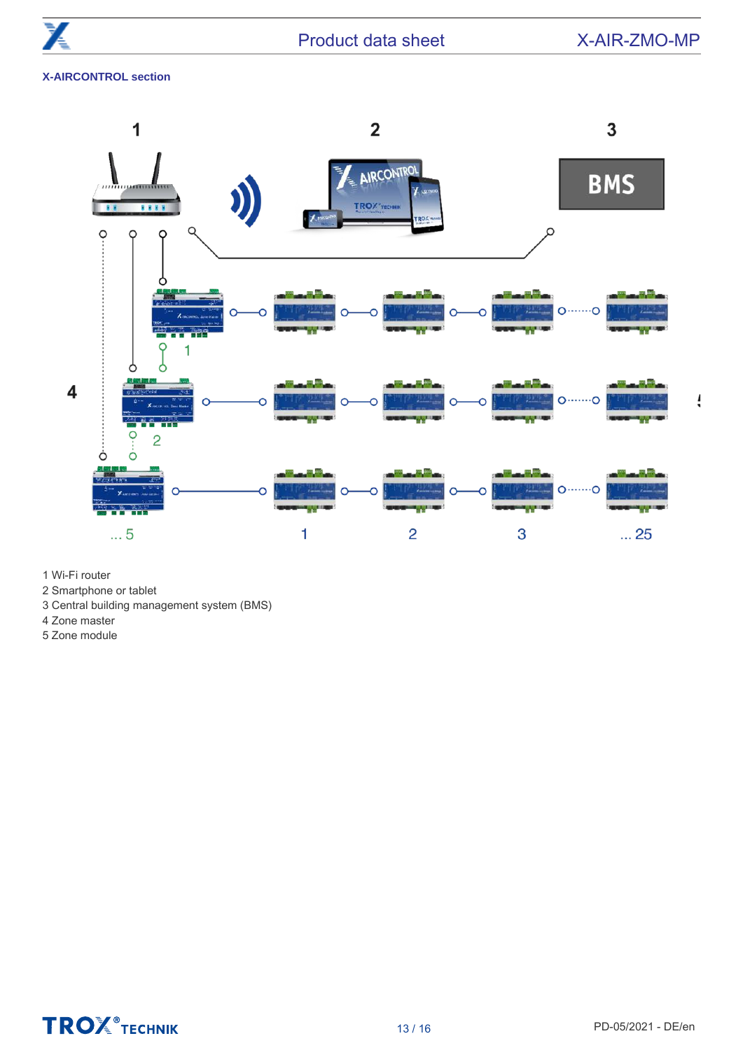**X-AIRCONTROL section**

1 Wi-Fi router
2 Smartphone or tablet
3 Central building management system (BMS)
4 Zone master
5 Zone module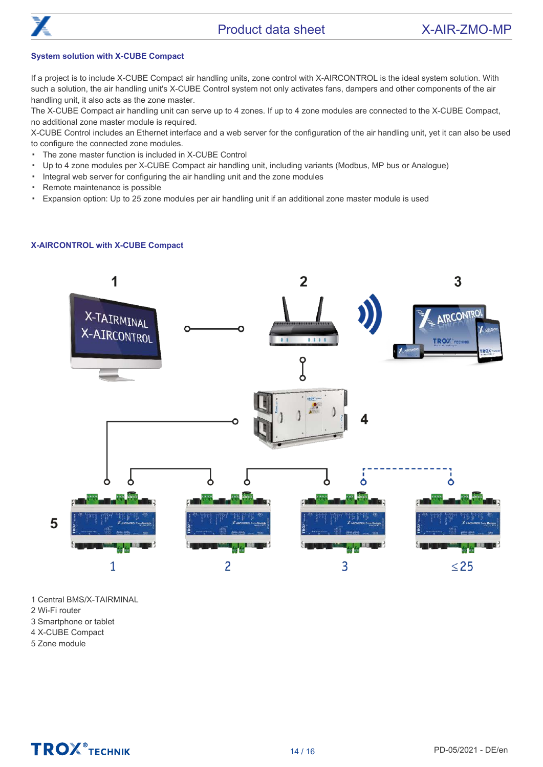### System solution with X-CUBE Compact

If a project is to include X-CUBE Compact air handling units, zone control with X-AIRCONTROL is the ideal system solution. With such a solution, the air handling unit's X-CUBE Control system not only activates fans, dampers and other components of the air handling unit, it also acts as the zone master.
The X-CUBE Compact air handling unit can serve up to 4 zones. If up to 4 zone modules are connected to the X-CUBE Compact, no additional zone master module is required.
X-CUBE Control includes an Ethernet interface and a web server for the configuration of the air handling unit, yet it can also be used to configure the connected zone modules.

- The zone master function is included in X-CUBE Control
- Up to 4 zone modules per X-CUBE Compact air handling unit, including variants (Modbus, MP bus or Analogue)
- Integral web server for configuring the air handling unit and the zone modules
- Remote maintenance is possible
- Expansion option: Up to 25 zone modules per air handling unit if an additional zone master module is used

### X-AIRCONTROL with X-CUBE Compact

1 Central BMS/X-TAIRMINAL
2 Wi-Fi router
3 Smartphone or tablet
4 X-CUBE Compact
5 Zone module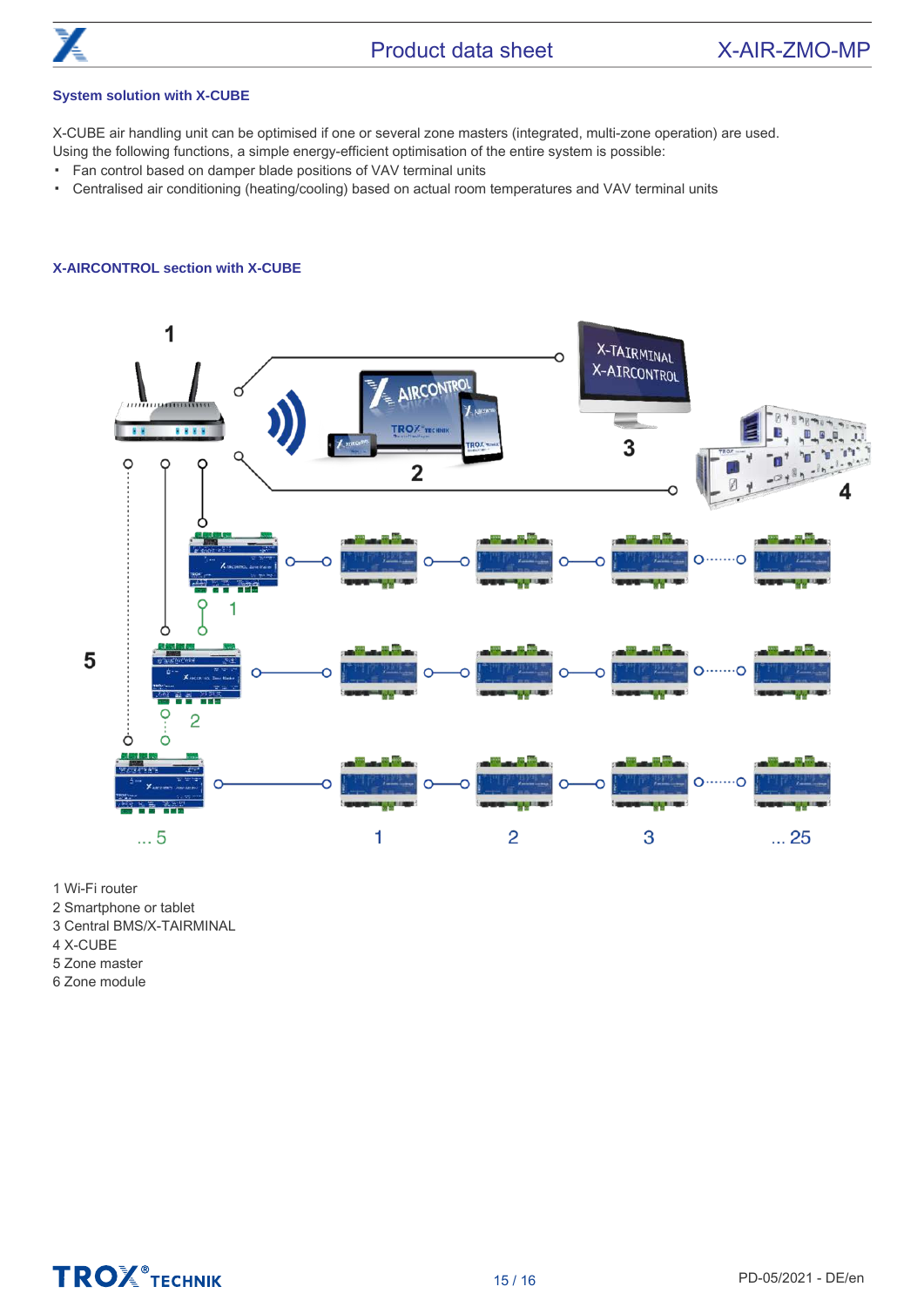### System solution with X-CUBE

X-CUBE air handling unit can be optimised if one or several zone masters (integrated, multi-zone operation) are used. Using the following functions, a simple energy-efficient optimisation of the entire system is possible:

- Fan control based on damper blade positions of VAV terminal units
- Centralised air conditioning (heating/cooling) based on actual room temperatures and VAV terminal units

### X-AIRCONTROL section with X-CUBE

1 Wi-Fi router
2 Smartphone or tablet
3 Central BMS/X-TAIRMINAL
4 X-CUBE
5 Zone master
6 Zone module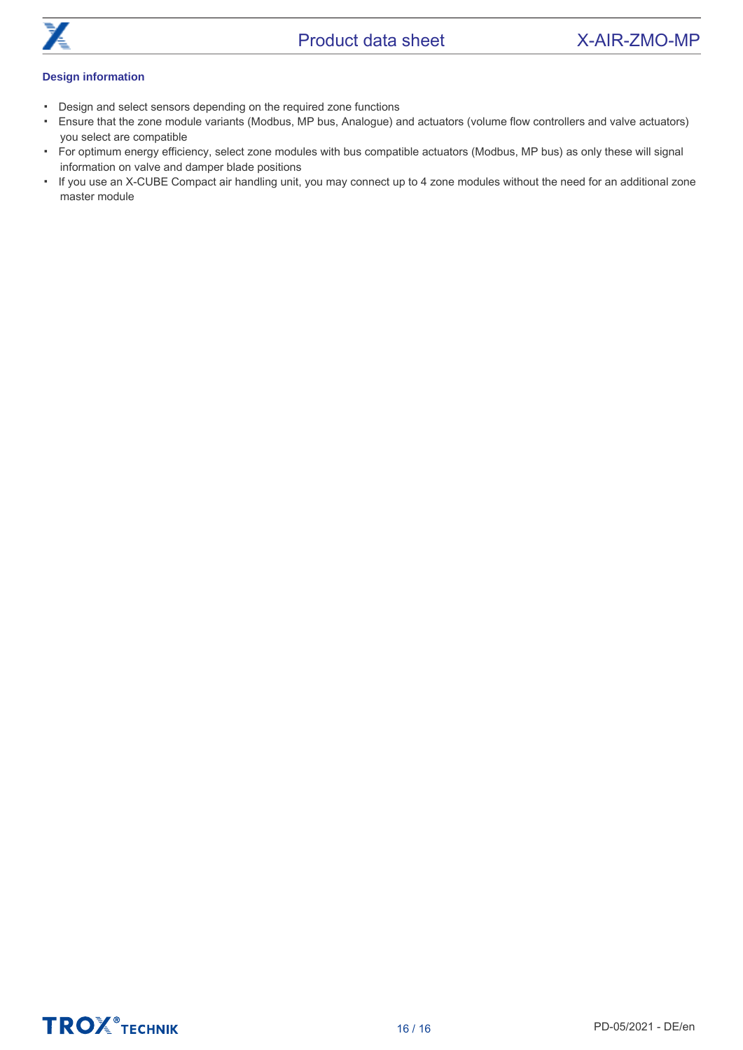### Design information

- Design and select sensors depending on the required zone functions
- Ensure that the zone module variants (Modbus, MP bus, Analogue) and actuators (volume flow controllers and valve actuators) you select are compatible
- For optimum energy efficiency, select zone modules with bus compatible actuators (Modbus, MP bus) as only these will signal information on valve and damper blade positions
- If you use an X-CUBE Compact air handling unit, you may connect up to 4 zone modules without the need for an additional zone master module